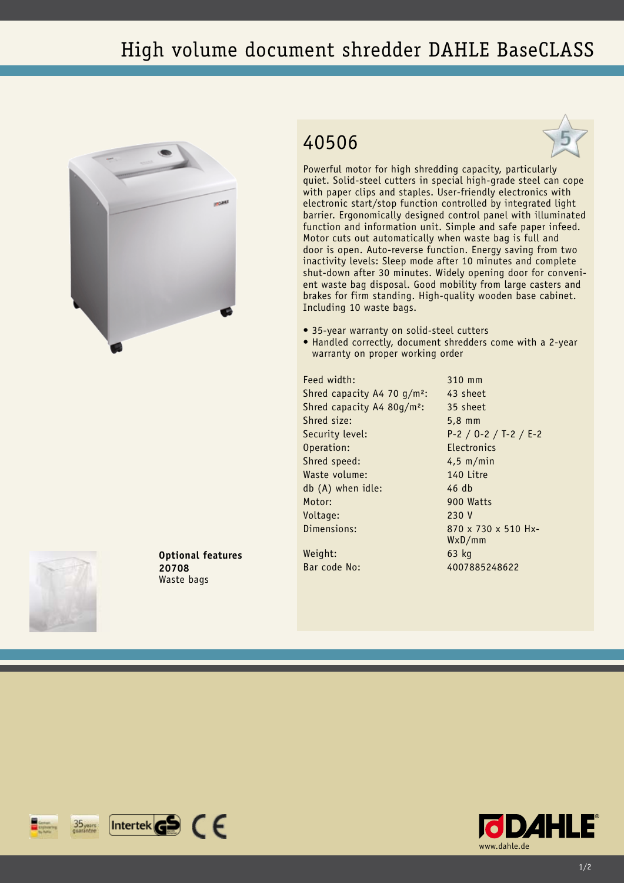# High volume document shredder DAHLE BaseCLASS

## 40506

Powerful motor for high shredding capacity, particularly quiet. Solid-steel cutters in special high-grade steel can cope with paper clips and staples. User-friendly electronics with electronic start/stop function controlled by integrated light barrier. Ergonomically designed control panel with illuminated function and information unit. Simple and safe paper infeed. Motor cuts out automatically when waste bag is full and door is open. Auto-reverse function. Energy saving from two inactivity levels: Sleep mode after 10 minutes and complete shut-down after 30 minutes. Widely opening door for convenient waste bag disposal. Good mobility from large casters and brakes for firm standing. High-quality wooden base cabinet. Including 10 waste bags.

- 35-year warranty on solid-steel cutters
- Handled correctly, document shredders come with a 2-year warranty on proper working order

| | |
|---|---|
| Feed width: | 310 mm |
| Shred capacity A4 70 g/m²: | 43 sheet |
| Shred capacity A4 80g/m²: | 35 sheet |
| Shred size: | 5,8 mm |
| Security level: | P-2 / O-2 / T-2 / E-2 |
| Operation: | Electronics |
| Shred speed: | 4,5 m/min |
| Waste volume: | 140 Litre |
| db (A) when idle: | 46 db |
| Motor: | 900 Watts |
| Voltage: | 230 V |
| Dimensions: | 870 x 730 x 510 HxWxD/mm |
| Weight: | 63 kg |
| Bar code No: | 4007885248622 |

**Optional features**
**20708**
Waste bags

www.dahle.de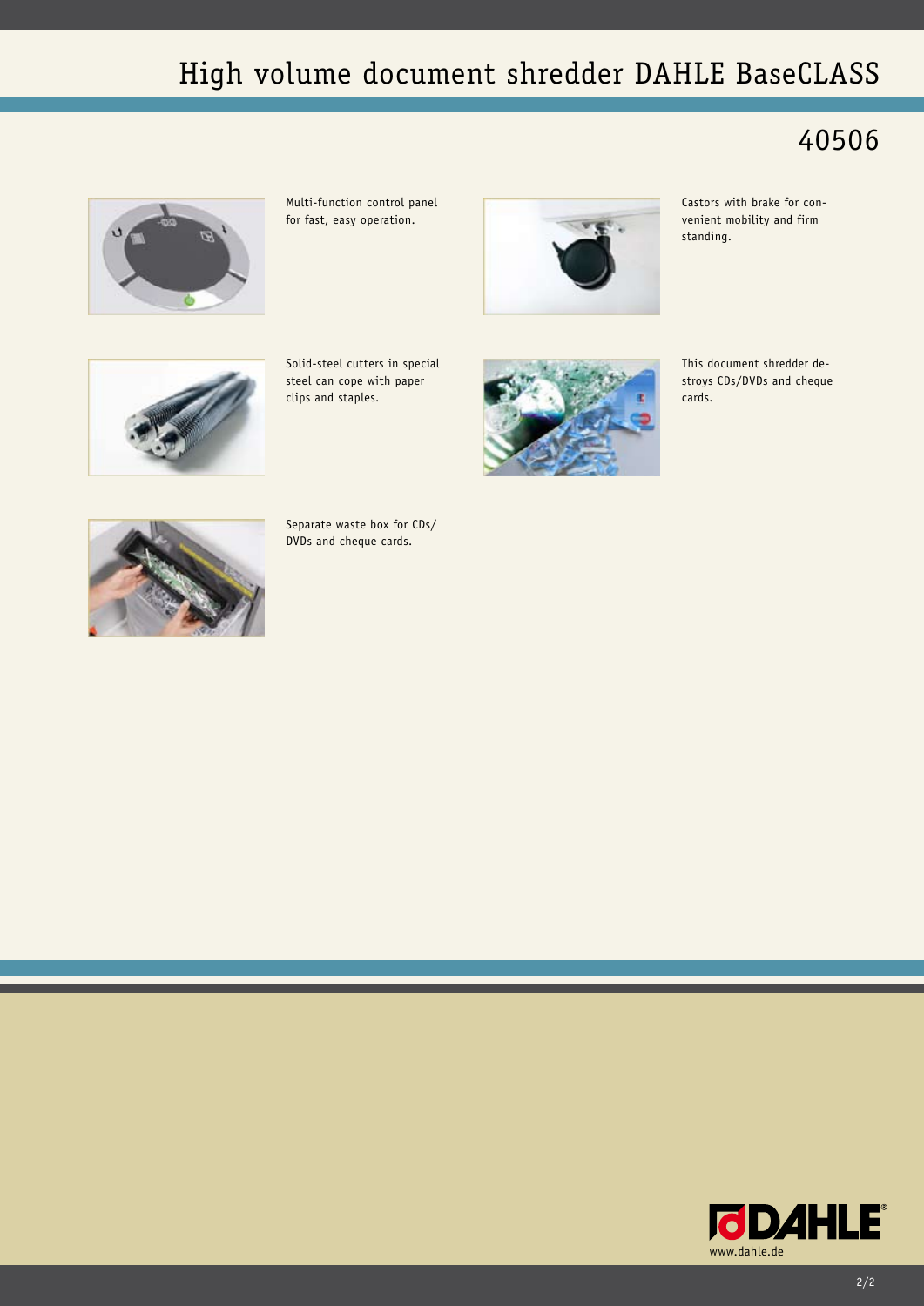# High volume document shredder DAHLE BaseCLASS

## 40506

Multi-function control panel for fast, easy operation.

Castors with brake for convenient mobility and firm standing.

Solid-steel cutters in special steel can cope with paper clips and staples.

This document shredder destroys CDs/DVDs and cheque cards.

Separate waste box for CDs/ DVDs and cheque cards.

DAHLE

www.dahle.de